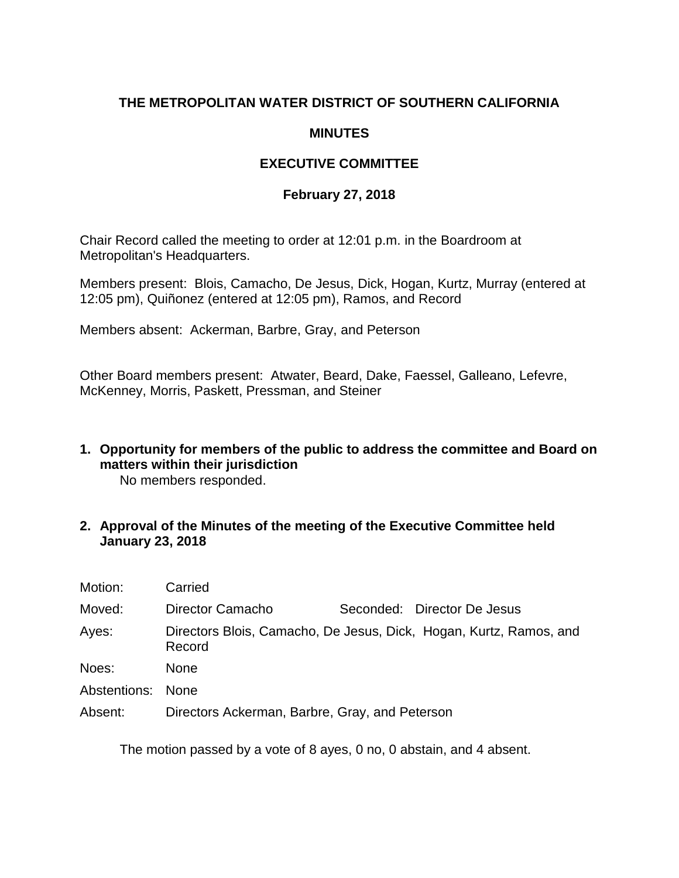**THE METROPOLITAN WATER DISTRICT OF SOUTHERN CALIFORNIA**

**MINUTES**

**EXECUTIVE COMMITTEE**

**February 27, 2018**

Chair Record called the meeting to order at 12:01 p.m. in the Boardroom at Metropolitan's Headquarters.

Members present: Blois, Camacho, De Jesus, Dick, Hogan, Kurtz, Murray (entered at 12:05 pm), Quiñonez (entered at 12:05 pm), Ramos, and Record

Members absent: Ackerman, Barbre, Gray, and Peterson

Other Board members present: Atwater, Beard, Dake, Faessel, Galleano, Lefevre, McKenney, Morris, Paskett, Pressman, and Steiner

**1. Opportunity for members of the public to address the committee and Board on matters within their jurisdiction**

No members responded.

**2. Approval of the Minutes of the meeting of the Executive Committee held January 23, 2018**

| | | | |
|---|---|---|---|
| Motion: | Carried | | |
| Moved: | Director Camacho | Seconded: | Director De Jesus |
| Ayes: | Directors Blois, Camacho, De Jesus, Dick, Hogan, Kurtz, Ramos, and Record | | |
| Noes: | None | | |
| Abstentions: | None | | |
| Absent: | Directors Ackerman, Barbre, Gray, and Peterson | | |

The motion passed by a vote of 8 ayes, 0 no, 0 abstain, and 4 absent.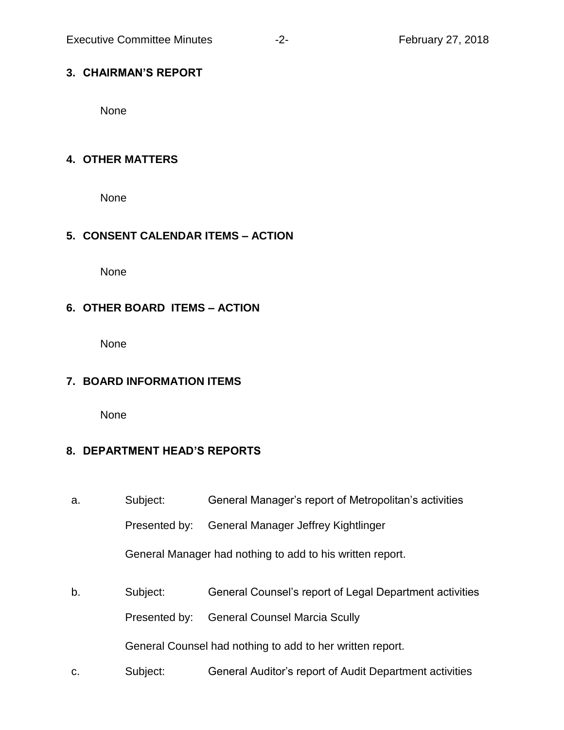### 3. CHAIRMAN'S REPORT

None

### 4. OTHER MATTERS

None

### 5. CONSENT CALENDAR ITEMS – ACTION

None

### 6. OTHER BOARD ITEMS – ACTION

None

### 7. BOARD INFORMATION ITEMS

None

### 8. DEPARTMENT HEAD'S REPORTS

a. Subject: General Manager's report of Metropolitan's activities

Presented by: General Manager Jeffrey Kightlinger

General Manager had nothing to add to his written report.

b. Subject: General Counsel's report of Legal Department activities

Presented by: General Counsel Marcia Scully

General Counsel had nothing to add to her written report.

c. Subject: General Auditor's report of Audit Department activities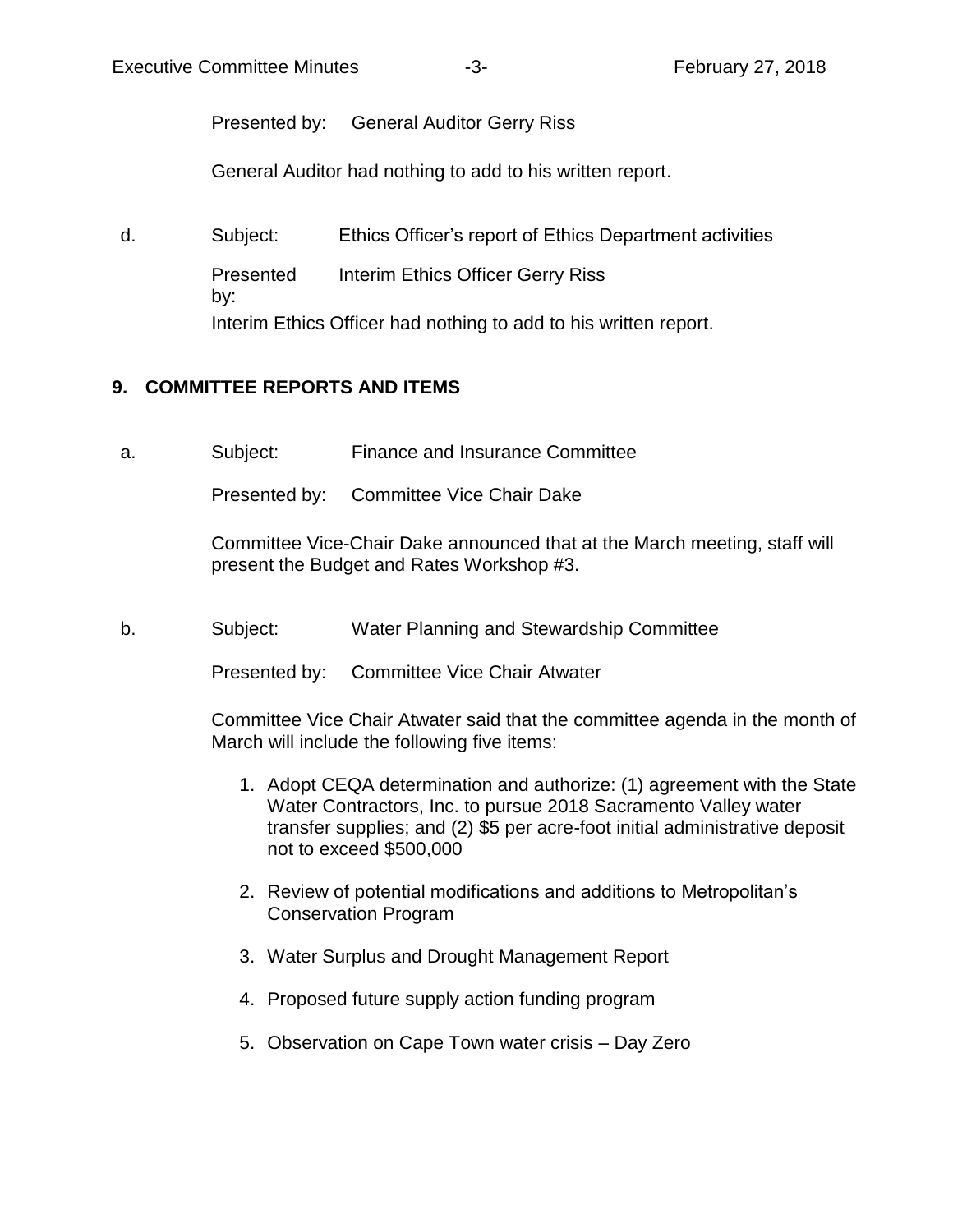Presented by: General Auditor Gerry Riss

General Auditor had nothing to add to his written report.

d. Subject: Ethics Officer's report of Ethics Department activities

Presented by: Interim Ethics Officer Gerry Riss

Interim Ethics Officer had nothing to add to his written report.

## 9. COMMITTEE REPORTS AND ITEMS

a. Subject: Finance and Insurance Committee

Presented by: Committee Vice Chair Dake

Committee Vice-Chair Dake announced that at the March meeting, staff will present the Budget and Rates Workshop #3.

b. Subject: Water Planning and Stewardship Committee

Presented by: Committee Vice Chair Atwater

Committee Vice Chair Atwater said that the committee agenda in the month of March will include the following five items:

1. Adopt CEQA determination and authorize: (1) agreement with the State Water Contractors, Inc. to pursue 2018 Sacramento Valley water transfer supplies; and (2) $5 per acre-foot initial administrative deposit not to exceed $500,000
2. Review of potential modifications and additions to Metropolitan's Conservation Program
3. Water Surplus and Drought Management Report
4. Proposed future supply action funding program
5. Observation on Cape Town water crisis – Day Zero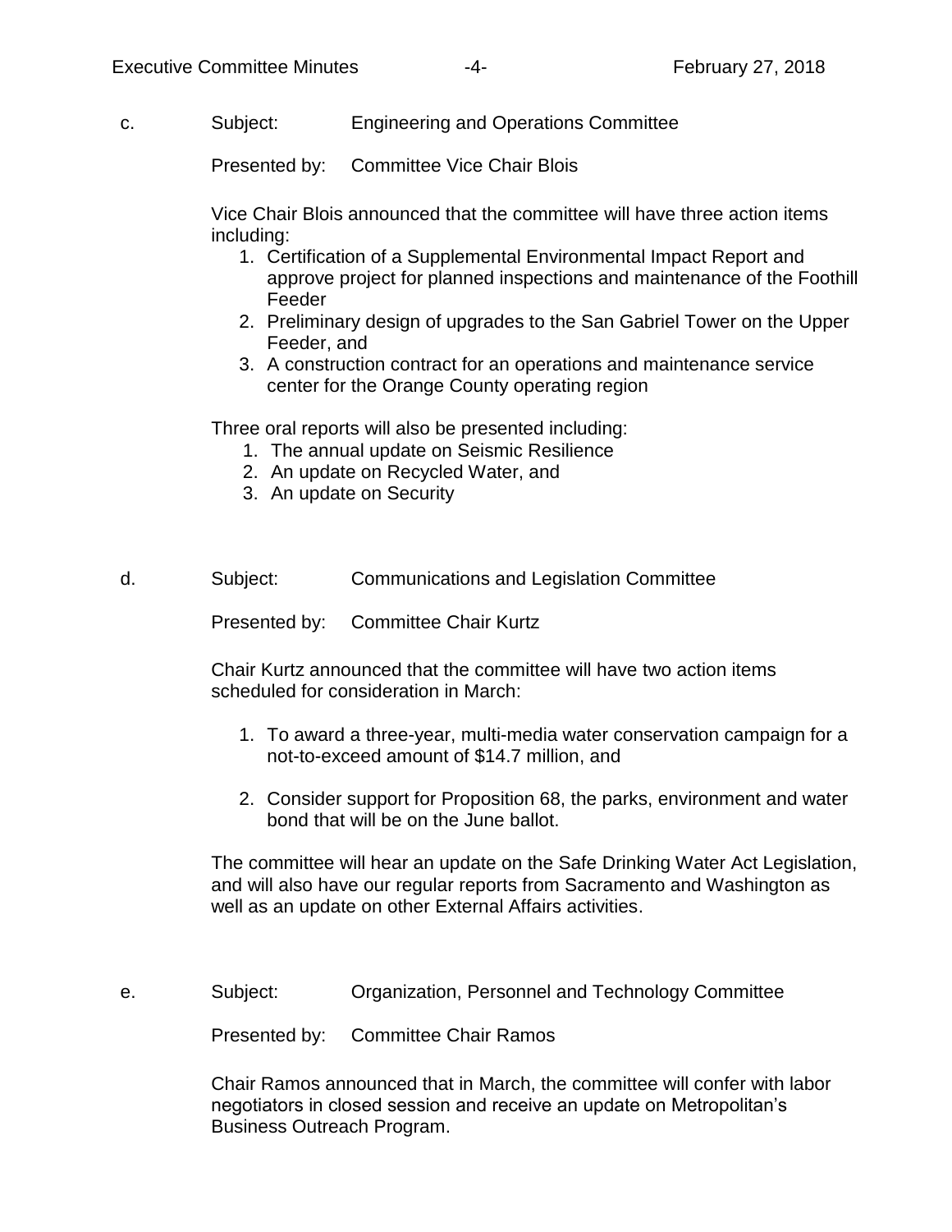c. Subject: Engineering and Operations Committee

Presented by: Committee Vice Chair Blois

Vice Chair Blois announced that the committee will have three action items including:

1. Certification of a Supplemental Environmental Impact Report and approve project for planned inspections and maintenance of the Foothill Feeder
2. Preliminary design of upgrades to the San Gabriel Tower on the Upper Feeder, and
3. A construction contract for an operations and maintenance service center for the Orange County operating region

Three oral reports will also be presented including:

1. The annual update on Seismic Resilience
2. An update on Recycled Water, and
3. An update on Security

d. Subject: Communications and Legislation Committee

Presented by: Committee Chair Kurtz

Chair Kurtz announced that the committee will have two action items scheduled for consideration in March:

1. To award a three-year, multi-media water conservation campaign for a not-to-exceed amount of $14.7 million, and

2. Consider support for Proposition 68, the parks, environment and water bond that will be on the June ballot.

The committee will hear an update on the Safe Drinking Water Act Legislation, and will also have our regular reports from Sacramento and Washington as well as an update on other External Affairs activities.

e. Subject: Organization, Personnel and Technology Committee

Presented by: Committee Chair Ramos

Chair Ramos announced that in March, the committee will confer with labor negotiators in closed session and receive an update on Metropolitan's Business Outreach Program.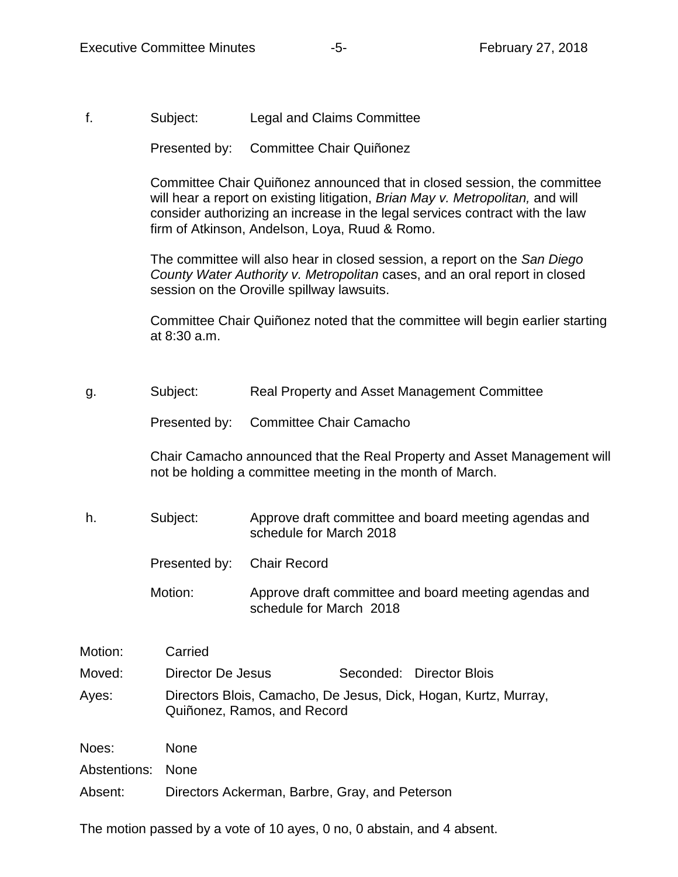f. Subject: Legal and Claims Committee

Presented by: Committee Chair Quiñonez

Committee Chair Quiñonez announced that in closed session, the committee will hear a report on existing litigation, *Brian May v. Metropolitan,* and will consider authorizing an increase in the legal services contract with the law firm of Atkinson, Andelson, Loya, Ruud & Romo.

The committee will also hear in closed session, a report on the *San Diego County Water Authority v. Metropolitan* cases, and an oral report in closed session on the Oroville spillway lawsuits.

Committee Chair Quiñonez noted that the committee will begin earlier starting at 8:30 a.m.

g. Subject: Real Property and Asset Management Committee

Presented by: Committee Chair Camacho

Chair Camacho announced that the Real Property and Asset Management will not be holding a committee meeting in the month of March.

h. Subject: Approve draft committee and board meeting agendas and schedule for March 2018

Presented by: Chair Record

Motion: Approve draft committee and board meeting agendas and schedule for March 2018

Motion: Carried

Moved: Director De Jesus Seconded: Director Blois

Ayes: Directors Blois, Camacho, De Jesus, Dick, Hogan, Kurtz, Murray, Quiñonez, Ramos, and Record

Noes: None

Abstentions: None

Absent: Directors Ackerman, Barbre, Gray, and Peterson

The motion passed by a vote of 10 ayes, 0 no, 0 abstain, and 4 absent.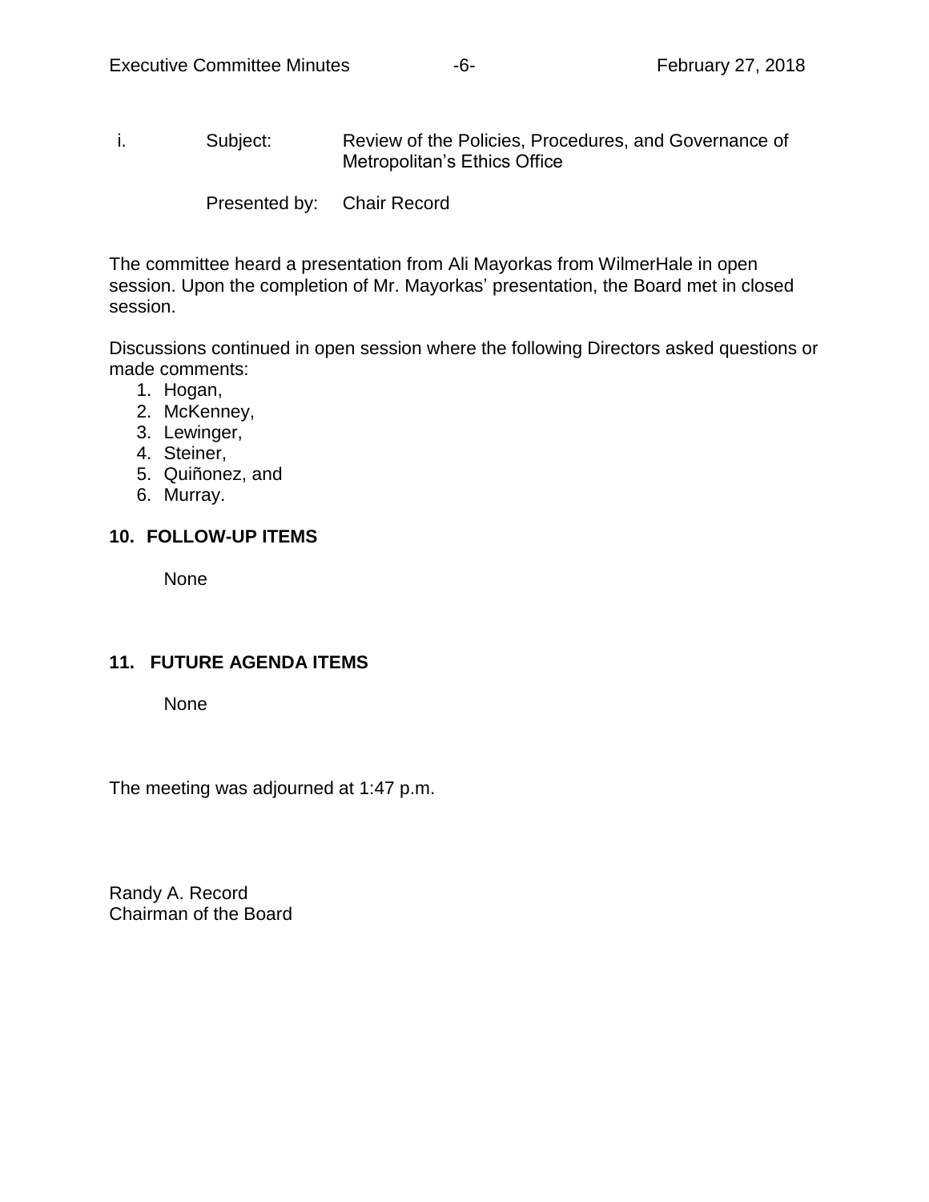i. Subject: Review of the Policies, Procedures, and Governance of Metropolitan's Ethics Office

Presented by: Chair Record

The committee heard a presentation from Ali Mayorkas from WilmerHale in open session. Upon the completion of Mr. Mayorkas' presentation, the Board met in closed session.

Discussions continued in open session where the following Directors asked questions or made comments:

1. Hogan,
2. McKenney,
3. Lewinger,
4. Steiner,
5. Quiñonez, and
6. Murray.

## 10. FOLLOW-UP ITEMS

None

## 11. FUTURE AGENDA ITEMS

None

The meeting was adjourned at 1:47 p.m.

Randy A. Record
Chairman of the Board